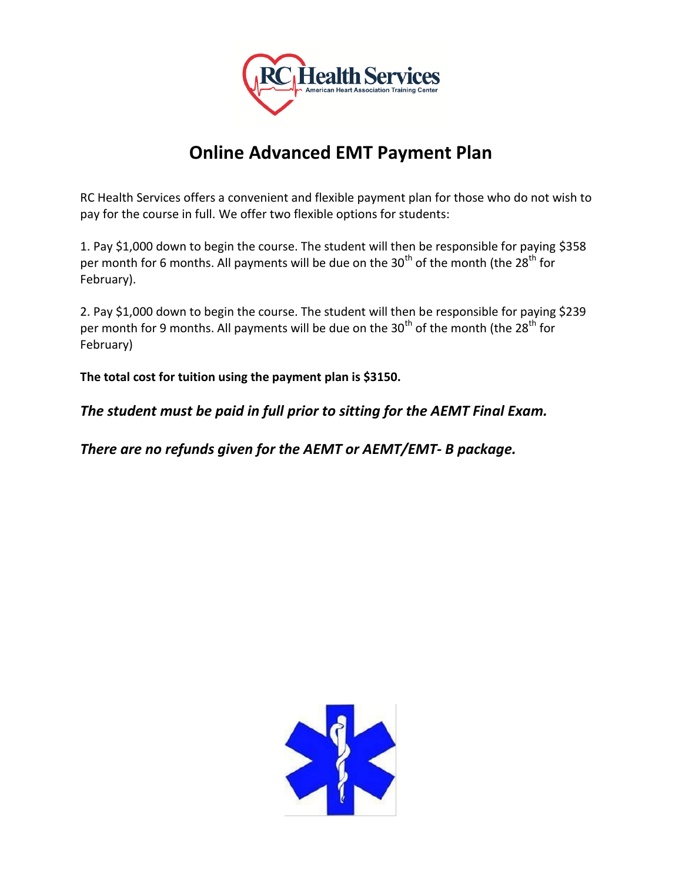# Online Advanced EMT Payment Plan

RC Health Services offers a convenient and flexible payment plan for those who do not wish to pay for the course in full. We offer two flexible options for students:

1. Pay $1,000 down to begin the course. The student will then be responsible for paying $358 per month for 6 months. All payments will be due on the 30th of the month (the 28th for February).

2. Pay $1,000 down to begin the course. The student will then be responsible for paying $239 per month for 9 months. All payments will be due on the 30th of the month (the 28th for February)

**The total cost for tuition using the payment plan is $3150.**

***The student must be paid in full prior to sitting for the AEMT Final Exam.***

***There are no refunds given for the AEMT or AEMT/EMT- B package.***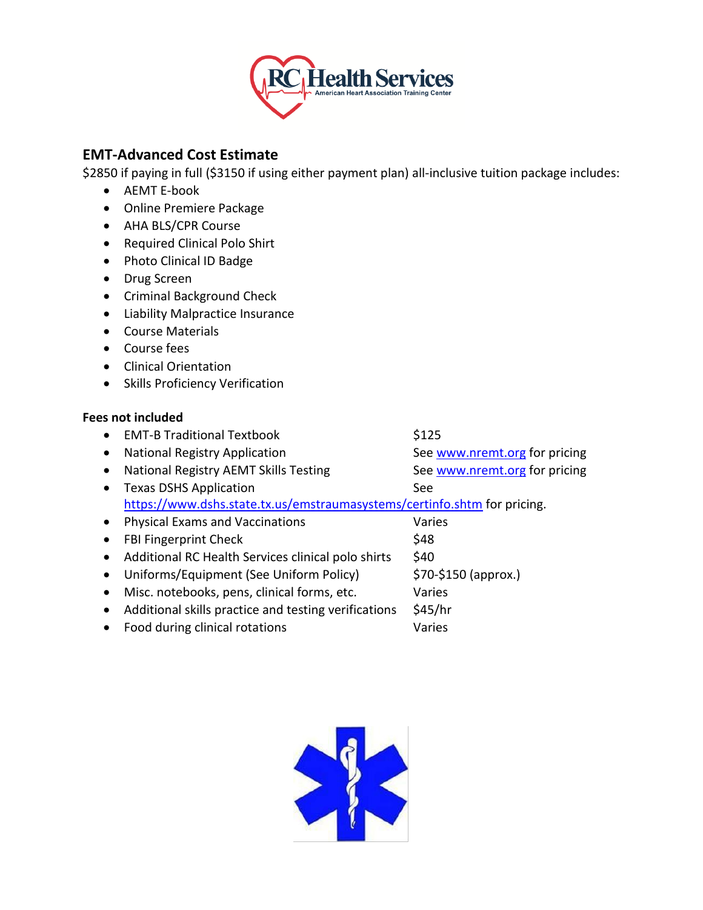## EMT-Advanced Cost Estimate

$2850 if paying in full ($3150 if using either payment plan) all-inclusive tuition package includes:

- AEMT E-book
- Online Premiere Package
- AHA BLS/CPR Course
- Required Clinical Polo Shirt
- Photo Clinical ID Badge
- Drug Screen
- Criminal Background Check
- Liability Malpractice Insurance
- Course Materials
- Course fees
- Clinical Orientation
- Skills Proficiency Verification

**Fees not included**

- EMT-B Traditional Textbook — $125
- National Registry Application — See www.nremt.org for pricing
- National Registry AEMT Skills Testing — See www.nremt.org for pricing
- Texas DSHS Application — See https://www.dshs.state.tx.us/emstraumasystems/certinfo.shtm for pricing.
- Physical Exams and Vaccinations — Varies
- FBI Fingerprint Check — $48
- Additional RC Health Services clinical polo shirts — $40
- Uniforms/Equipment (See Uniform Policy) — $70-$150 (approx.)
- Misc. notebooks, pens, clinical forms, etc. — Varies
- Additional skills practice and testing verifications — $45/hr
- Food during clinical rotations — Varies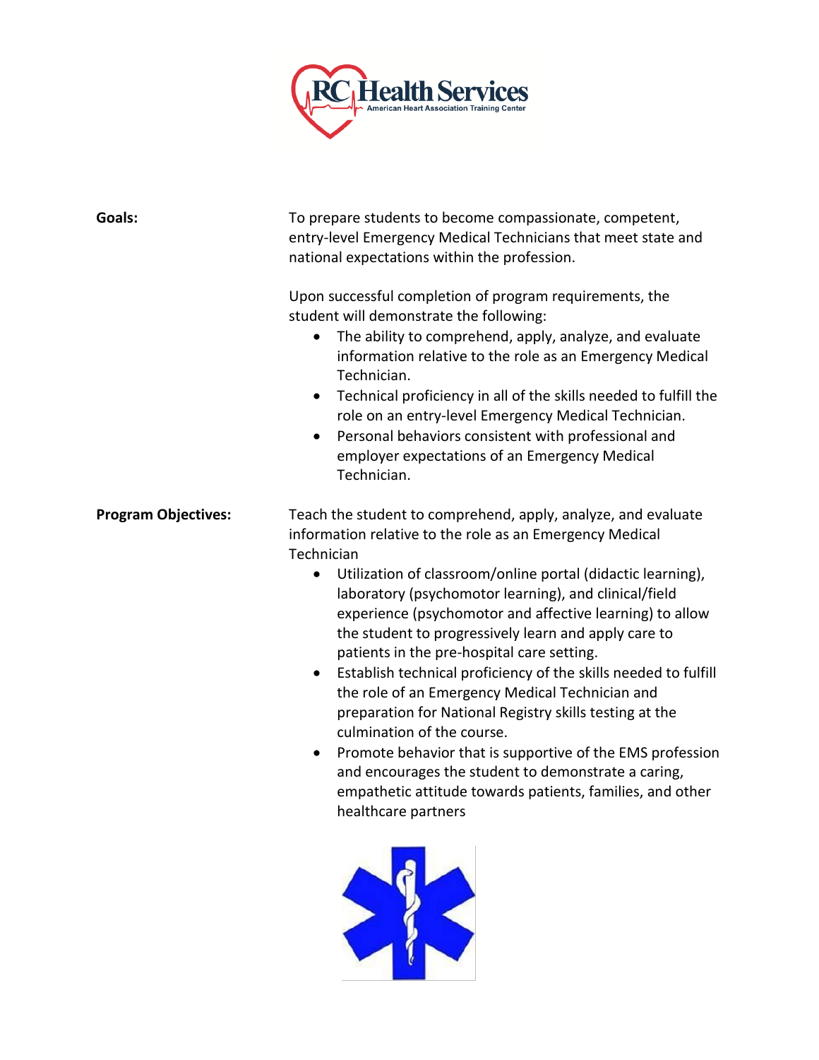**Goals:**

To prepare students to become compassionate, competent, entry-level Emergency Medical Technicians that meet state and national expectations within the profession.

Upon successful completion of program requirements, the student will demonstrate the following:

- The ability to comprehend, apply, analyze, and evaluate information relative to the role as an Emergency Medical Technician.
- Technical proficiency in all of the skills needed to fulfill the role on an entry-level Emergency Medical Technician.
- Personal behaviors consistent with professional and employer expectations of an Emergency Medical Technician.

**Program Objectives:**

Teach the student to comprehend, apply, analyze, and evaluate information relative to the role as an Emergency Medical Technician

- Utilization of classroom/online portal (didactic learning), laboratory (psychomotor learning), and clinical/field experience (psychomotor and affective learning) to allow the student to progressively learn and apply care to patients in the pre-hospital care setting.
- Establish technical proficiency of the skills needed to fulfill the role of an Emergency Medical Technician and preparation for National Registry skills testing at the culmination of the course.
- Promote behavior that is supportive of the EMS profession and encourages the student to demonstrate a caring, empathetic attitude towards patients, families, and other healthcare partners